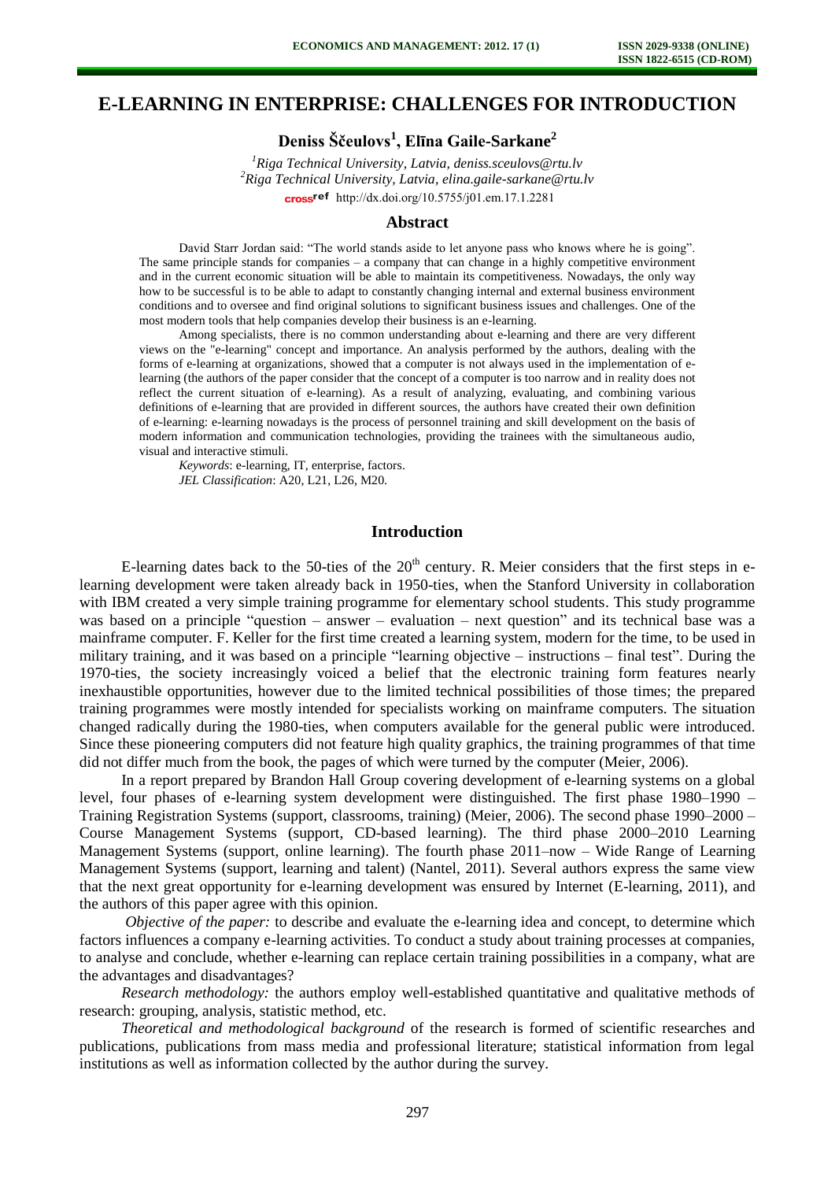# E-LEARNING IN ENTERPRISE: CHALLENGES FOR INTRODUCTION

**Deniss Ščeulovs[1], Elīna Gaile-Sarkane[2]**

*[1]Riga Technical University, Latvia, deniss.sceulovs@rtu.lv*
*[2]Riga Technical University, Latvia, elina.gaile-sarkane@rtu.lv*
crossref http://dx.doi.org/10.5755/j01.em.17.1.2281

## Abstract

David Starr Jordan said: "The world stands aside to let anyone pass who knows where he is going". The same principle stands for companies – a company that can change in a highly competitive environment and in the current economic situation will be able to maintain its competitiveness. Nowadays, the only way how to be successful is to be able to adapt to constantly changing internal and external business environment conditions and to oversee and find original solutions to significant business issues and challenges. One of the most modern tools that help companies develop their business is an e-learning.

Among specialists, there is no common understanding about e-learning and there are very different views on the "e-learning" concept and importance. An analysis performed by the authors, dealing with the forms of e-learning at organizations, showed that a computer is not always used in the implementation of e-learning (the authors of the paper consider that the concept of a computer is too narrow and in reality does not reflect the current situation of e-learning). As a result of analyzing, evaluating, and combining various definitions of e-learning that are provided in different sources, the authors have created their own definition of e-learning: e-learning nowadays is the process of personnel training and skill development on the basis of modern information and communication technologies, providing the trainees with the simultaneous audio, visual and interactive stimuli.

*Keywords*: e-learning, IT, enterprise, factors.
*JEL Classification*: A20, L21, L26, M20.

## Introduction

E-learning dates back to the 50-ties of the 20th century. R. Meier considers that the first steps in e-learning development were taken already back in 1950-ties, when the Stanford University in collaboration with IBM created a very simple training programme for elementary school students. This study programme was based on a principle "question – answer – evaluation – next question" and its technical base was a mainframe computer. F. Keller for the first time created a learning system, modern for the time, to be used in military training, and it was based on a principle "learning objective – instructions – final test". During the 1970-ties, the society increasingly voiced a belief that the electronic training form features nearly inexhaustible opportunities, however due to the limited technical possibilities of those times; the prepared training programmes were mostly intended for specialists working on mainframe computers. The situation changed radically during the 1980-ties, when computers available for the general public were introduced. Since these pioneering computers did not feature high quality graphics, the training programmes of that time did not differ much from the book, the pages of which were turned by the computer (Meier, 2006).

In a report prepared by Brandon Hall Group covering development of e-learning systems on a global level, four phases of e-learning system development were distinguished. The first phase 1980–1990 – Training Registration Systems (support, classrooms, training) (Meier, 2006). The second phase 1990–2000 – Course Management Systems (support, CD-based learning). The third phase 2000–2010 Learning Management Systems (support, online learning). The fourth phase 2011–now – Wide Range of Learning Management Systems (support, learning and talent) (Nantel, 2011). Several authors express the same view that the next great opportunity for e-learning development was ensured by Internet (E-learning, 2011), and the authors of this paper agree with this opinion.

*Objective of the paper:* to describe and evaluate the e-learning idea and concept, to determine which factors influences a company e-learning activities. To conduct a study about training processes at companies, to analyse and conclude, whether e-learning can replace certain training possibilities in a company, what are the advantages and disadvantages?

*Research methodology:* the authors employ well-established quantitative and qualitative methods of research: grouping, analysis, statistic method, etc.

*Theoretical and methodological background* of the research is formed of scientific researches and publications, publications from mass media and professional literature; statistical information from legal institutions as well as information collected by the author during the survey.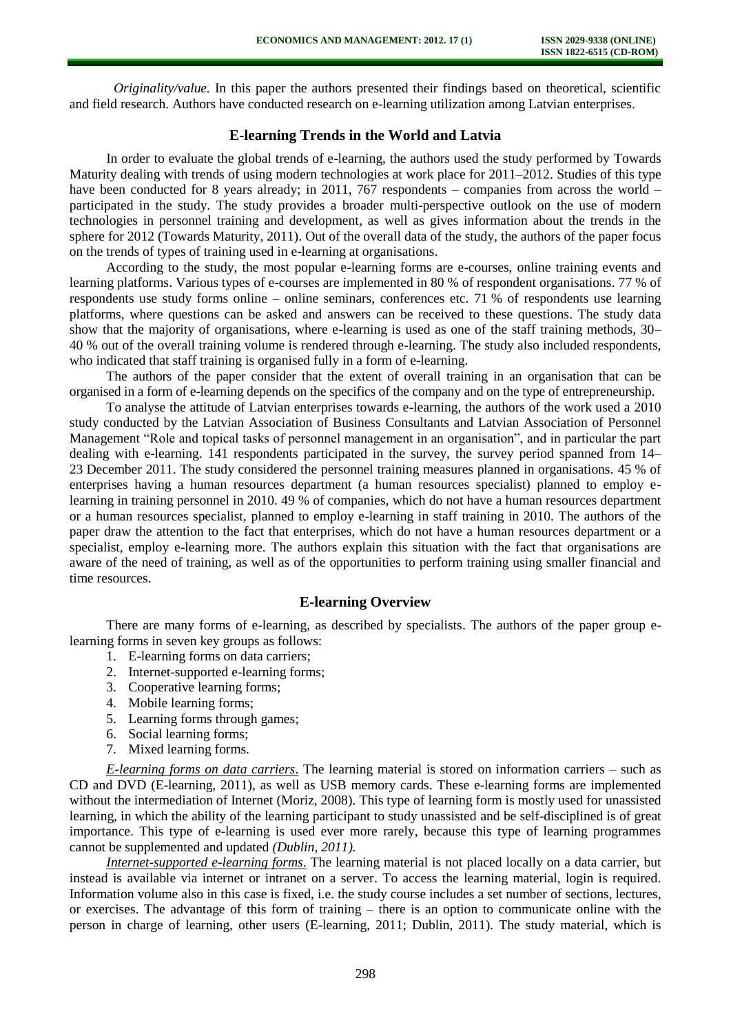*Originality/value.* In this paper the authors presented their findings based on theoretical, scientific and field research. Authors have conducted research on e-learning utilization among Latvian enterprises.

## E-learning Trends in the World and Latvia

In order to evaluate the global trends of e-learning, the authors used the study performed by Towards Maturity dealing with trends of using modern technologies at work place for 2011–2012. Studies of this type have been conducted for 8 years already; in 2011, 767 respondents – companies from across the world – participated in the study. The study provides a broader multi-perspective outlook on the use of modern technologies in personnel training and development, as well as gives information about the trends in the sphere for 2012 (Towards Maturity, 2011). Out of the overall data of the study, the authors of the paper focus on the trends of types of training used in e-learning at organisations.

According to the study, the most popular e-learning forms are e-courses, online training events and learning platforms. Various types of e-courses are implemented in 80 % of respondent organisations. 77 % of respondents use study forms online – online seminars, conferences etc. 71 % of respondents use learning platforms, where questions can be asked and answers can be received to these questions. The study data show that the majority of organisations, where e-learning is used as one of the staff training methods, 30–40 % out of the overall training volume is rendered through e-learning. The study also included respondents, who indicated that staff training is organised fully in a form of e-learning.

The authors of the paper consider that the extent of overall training in an organisation that can be organised in a form of e-learning depends on the specifics of the company and on the type of entrepreneurship.

To analyse the attitude of Latvian enterprises towards e-learning, the authors of the work used a 2010 study conducted by the Latvian Association of Business Consultants and Latvian Association of Personnel Management "Role and topical tasks of personnel management in an organisation", and in particular the part dealing with e-learning. 141 respondents participated in the survey, the survey period spanned from 14–23 December 2011. The study considered the personnel training measures planned in organisations. 45 % of enterprises having a human resources department (a human resources specialist) planned to employ e-learning in training personnel in 2010. 49 % of companies, which do not have a human resources department or a human resources specialist, planned to employ e-learning in staff training in 2010. The authors of the paper draw the attention to the fact that enterprises, which do not have a human resources department or a specialist, employ e-learning more. The authors explain this situation with the fact that organisations are aware of the need of training, as well as of the opportunities to perform training using smaller financial and time resources.

## E-learning Overview

There are many forms of e-learning, as described by specialists. The authors of the paper group e-learning forms in seven key groups as follows:

1. E-learning forms on data carriers;
2. Internet-supported e-learning forms;
3. Cooperative learning forms;
4. Mobile learning forms;
5. Learning forms through games;
6. Social learning forms;
7. Mixed learning forms.

*E-learning forms on data carriers*. The learning material is stored on information carriers – such as CD and DVD (E-learning, 2011), as well as USB memory cards. These e-learning forms are implemented without the intermediation of Internet (Moriz, 2008). This type of learning form is mostly used for unassisted learning, in which the ability of the learning participant to study unassisted and be self-disciplined is of great importance. This type of e-learning is used ever more rarely, because this type of learning programmes cannot be supplemented and updated *(Dublin, 2011).*

*Internet-supported e-learning forms*. The learning material is not placed locally on a data carrier, but instead is available via internet or intranet on a server. To access the learning material, login is required. Information volume also in this case is fixed, i.e. the study course includes a set number of sections, lectures, or exercises. The advantage of this form of training – there is an option to communicate online with the person in charge of learning, other users (E-learning, 2011; Dublin, 2011). The study material, which is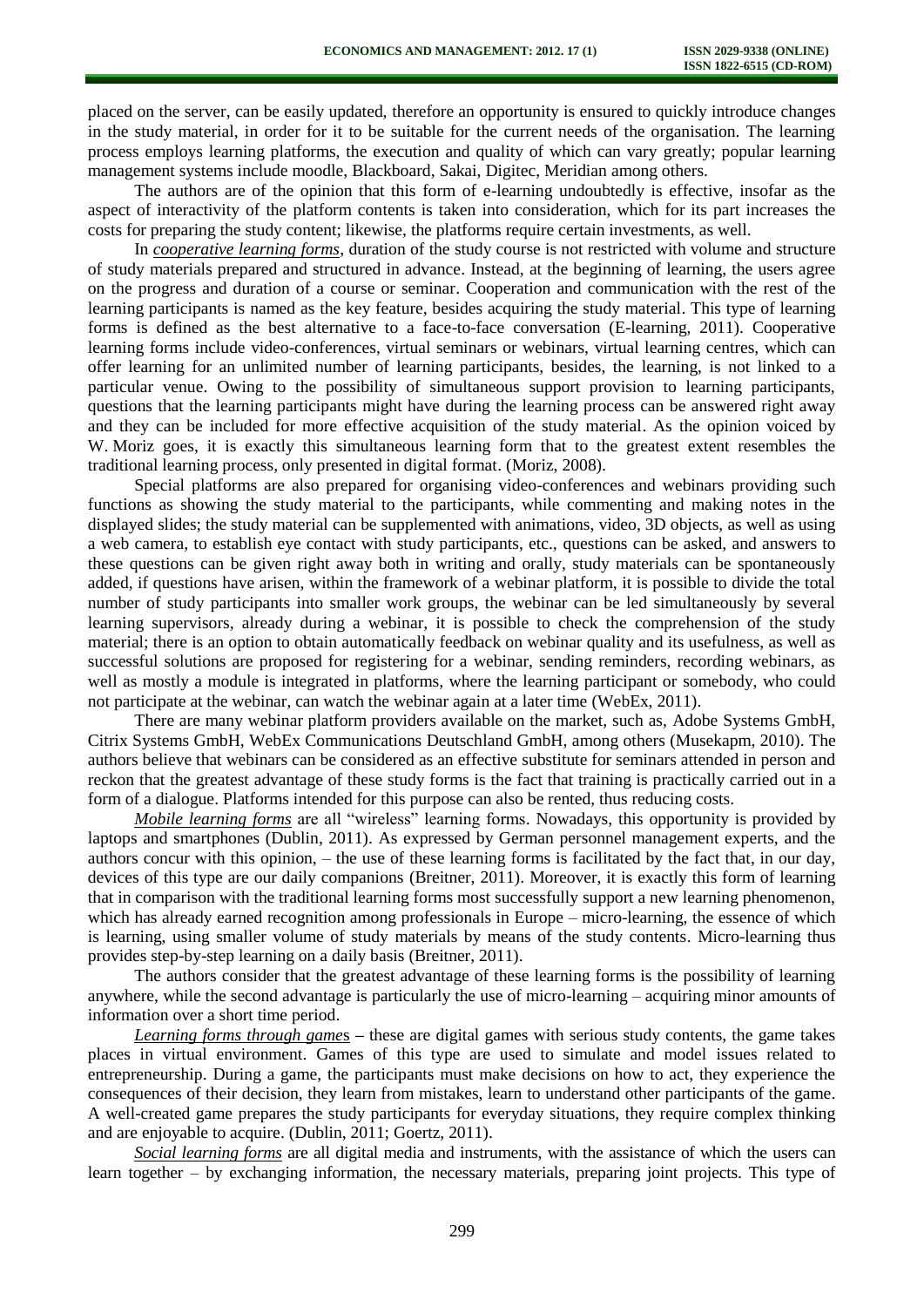placed on the server, can be easily updated, therefore an opportunity is ensured to quickly introduce changes in the study material, in order for it to be suitable for the current needs of the organisation. The learning process employs learning platforms, the execution and quality of which can vary greatly; popular learning management systems include moodle, Blackboard, Sakai, Digitec, Meridian among others.

The authors are of the opinion that this form of e-learning undoubtedly is effective, insofar as the aspect of interactivity of the platform contents is taken into consideration, which for its part increases the costs for preparing the study content; likewise, the platforms require certain investments, as well.

In *cooperative learning forms*, duration of the study course is not restricted with volume and structure of study materials prepared and structured in advance. Instead, at the beginning of learning, the users agree on the progress and duration of a course or seminar. Cooperation and communication with the rest of the learning participants is named as the key feature, besides acquiring the study material. This type of learning forms is defined as the best alternative to a face-to-face conversation (E-learning, 2011). Cooperative learning forms include video-conferences, virtual seminars or webinars, virtual learning centres, which can offer learning for an unlimited number of learning participants, besides, the learning, is not linked to a particular venue. Owing to the possibility of simultaneous support provision to learning participants, questions that the learning participants might have during the learning process can be answered right away and they can be included for more effective acquisition of the study material. As the opinion voiced by W. Moriz goes, it is exactly this simultaneous learning form that to the greatest extent resembles the traditional learning process, only presented in digital format. (Moriz, 2008).

Special platforms are also prepared for organising video-conferences and webinars providing such functions as showing the study material to the participants, while commenting and making notes in the displayed slides; the study material can be supplemented with animations, video, 3D objects, as well as using a web camera, to establish eye contact with study participants, etc., questions can be asked, and answers to these questions can be given right away both in writing and orally, study materials can be spontaneously added, if questions have arisen, within the framework of a webinar platform, it is possible to divide the total number of study participants into smaller work groups, the webinar can be led simultaneously by several learning supervisors, already during a webinar, it is possible to check the comprehension of the study material; there is an option to obtain automatically feedback on webinar quality and its usefulness, as well as successful solutions are proposed for registering for a webinar, sending reminders, recording webinars, as well as mostly a module is integrated in platforms, where the learning participant or somebody, who could not participate at the webinar, can watch the webinar again at a later time (WebEx, 2011).

There are many webinar platform providers available on the market, such as, Adobe Systems GmbH, Citrix Systems GmbH, WebEx Communications Deutschland GmbH, among others (Musekapm, 2010). The authors believe that webinars can be considered as an effective substitute for seminars attended in person and reckon that the greatest advantage of these study forms is the fact that training is practically carried out in a form of a dialogue. Platforms intended for this purpose can also be rented, thus reducing costs.

*Mobile learning forms* are all "wireless" learning forms. Nowadays, this opportunity is provided by laptops and smartphones (Dublin, 2011). As expressed by German personnel management experts, and the authors concur with this opinion, – the use of these learning forms is facilitated by the fact that, in our day, devices of this type are our daily companions (Breitner, 2011). Moreover, it is exactly this form of learning that in comparison with the traditional learning forms most successfully support a new learning phenomenon, which has already earned recognition among professionals in Europe – micro-learning, the essence of which is learning, using smaller volume of study materials by means of the study contents. Micro-learning thus provides step-by-step learning on a daily basis (Breitner, 2011).

The authors consider that the greatest advantage of these learning forms is the possibility of learning anywhere, while the second advantage is particularly the use of micro-learning – acquiring minor amounts of information over a short time period.

*Learning forms through games* – these are digital games with serious study contents, the game takes places in virtual environment. Games of this type are used to simulate and model issues related to entrepreneurship. During a game, the participants must make decisions on how to act, they experience the consequences of their decision, they learn from mistakes, learn to understand other participants of the game. A well-created game prepares the study participants for everyday situations, they require complex thinking and are enjoyable to acquire. (Dublin, 2011; Goertz, 2011).

*Social learning forms* are all digital media and instruments, with the assistance of which the users can learn together – by exchanging information, the necessary materials, preparing joint projects. This type of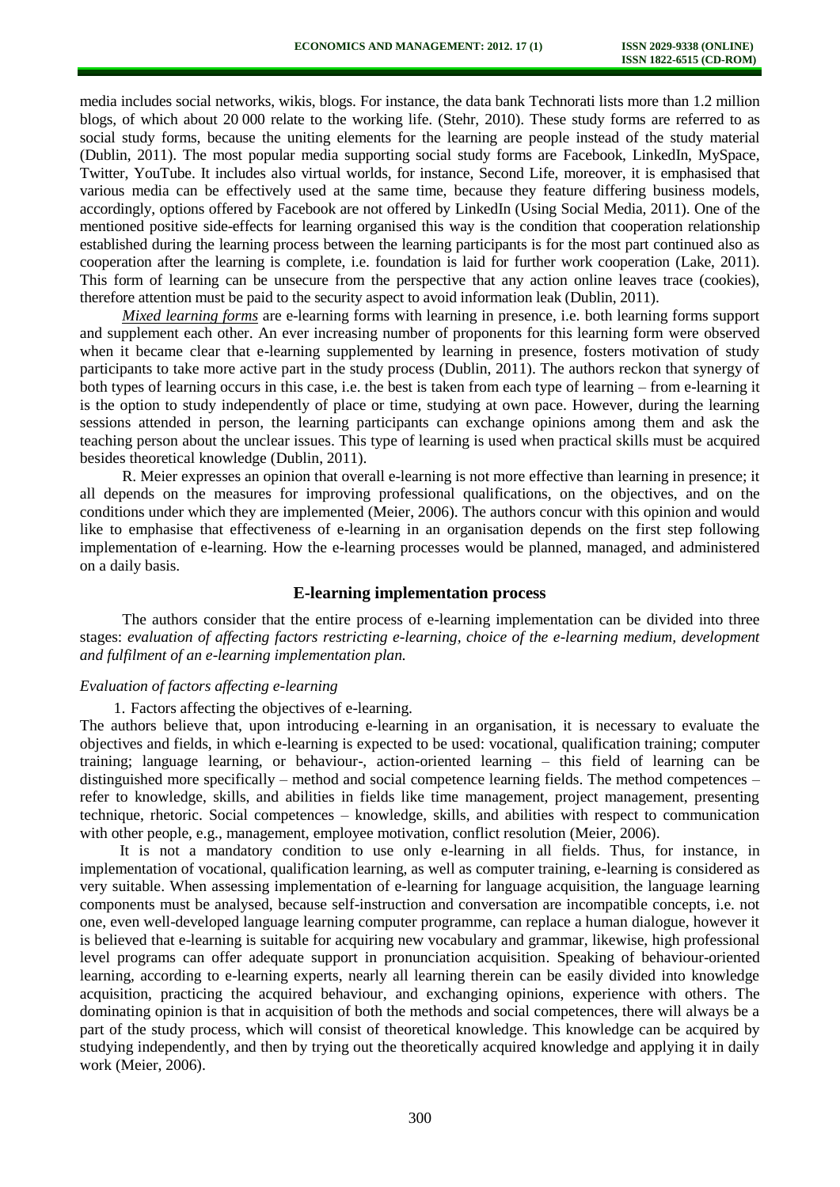media includes social networks, wikis, blogs. For instance, the data bank Technorati lists more than 1.2 million blogs, of which about 20 000 relate to the working life. (Stehr, 2010). These study forms are referred to as social study forms, because the uniting elements for the learning are people instead of the study material (Dublin, 2011). The most popular media supporting social study forms are Facebook, LinkedIn, MySpace, Twitter, YouTube. It includes also virtual worlds, for instance, Second Life, moreover, it is emphasised that various media can be effectively used at the same time, because they feature differing business models, accordingly, options offered by Facebook are not offered by LinkedIn (Using Social Media, 2011). One of the mentioned positive side-effects for learning organised this way is the condition that cooperation relationship established during the learning process between the learning participants is for the most part continued also as cooperation after the learning is complete, i.e. foundation is laid for further work cooperation (Lake, 2011). This form of learning can be unsecure from the perspective that any action online leaves trace (cookies), therefore attention must be paid to the security aspect to avoid information leak (Dublin, 2011).

*Mixed learning forms* are e-learning forms with learning in presence, i.e. both learning forms support and supplement each other. An ever increasing number of proponents for this learning form were observed when it became clear that e-learning supplemented by learning in presence, fosters motivation of study participants to take more active part in the study process (Dublin, 2011). The authors reckon that synergy of both types of learning occurs in this case, i.e. the best is taken from each type of learning – from e-learning it is the option to study independently of place or time, studying at own pace. However, during the learning sessions attended in person, the learning participants can exchange opinions among them and ask the teaching person about the unclear issues. This type of learning is used when practical skills must be acquired besides theoretical knowledge (Dublin, 2011).

R. Meier expresses an opinion that overall e-learning is not more effective than learning in presence; it all depends on the measures for improving professional qualifications, on the objectives, and on the conditions under which they are implemented (Meier, 2006). The authors concur with this opinion and would like to emphasise that effectiveness of e-learning in an organisation depends on the first step following implementation of e-learning. How the e-learning processes would be planned, managed, and administered on a daily basis.

## E-learning implementation process

The authors consider that the entire process of e-learning implementation can be divided into three stages: *evaluation of affecting factors restricting e-learning, choice of the e-learning medium, development and fulfilment of an e-learning implementation plan.*

### *Evaluation of factors affecting e-learning*

1. Factors affecting the objectives of e-learning.

The authors believe that, upon introducing e-learning in an organisation, it is necessary to evaluate the objectives and fields, in which e-learning is expected to be used: vocational, qualification training; computer training; language learning, or behaviour-, action-oriented learning – this field of learning can be distinguished more specifically – method and social competence learning fields. The method competences – refer to knowledge, skills, and abilities in fields like time management, project management, presenting technique, rhetoric. Social competences – knowledge, skills, and abilities with respect to communication with other people, e.g., management, employee motivation, conflict resolution (Meier, 2006).

It is not a mandatory condition to use only e-learning in all fields. Thus, for instance, in implementation of vocational, qualification learning, as well as computer training, e-learning is considered as very suitable. When assessing implementation of e-learning for language acquisition, the language learning components must be analysed, because self-instruction and conversation are incompatible concepts, i.e. not one, even well-developed language learning computer programme, can replace a human dialogue, however it is believed that e-learning is suitable for acquiring new vocabulary and grammar, likewise, high professional level programs can offer adequate support in pronunciation acquisition. Speaking of behaviour-oriented learning, according to e-learning experts, nearly all learning therein can be easily divided into knowledge acquisition, practicing the acquired behaviour, and exchanging opinions, experience with others. The dominating opinion is that in acquisition of both the methods and social competences, there will always be a part of the study process, which will consist of theoretical knowledge. This knowledge can be acquired by studying independently, and then by trying out the theoretically acquired knowledge and applying it in daily work (Meier, 2006).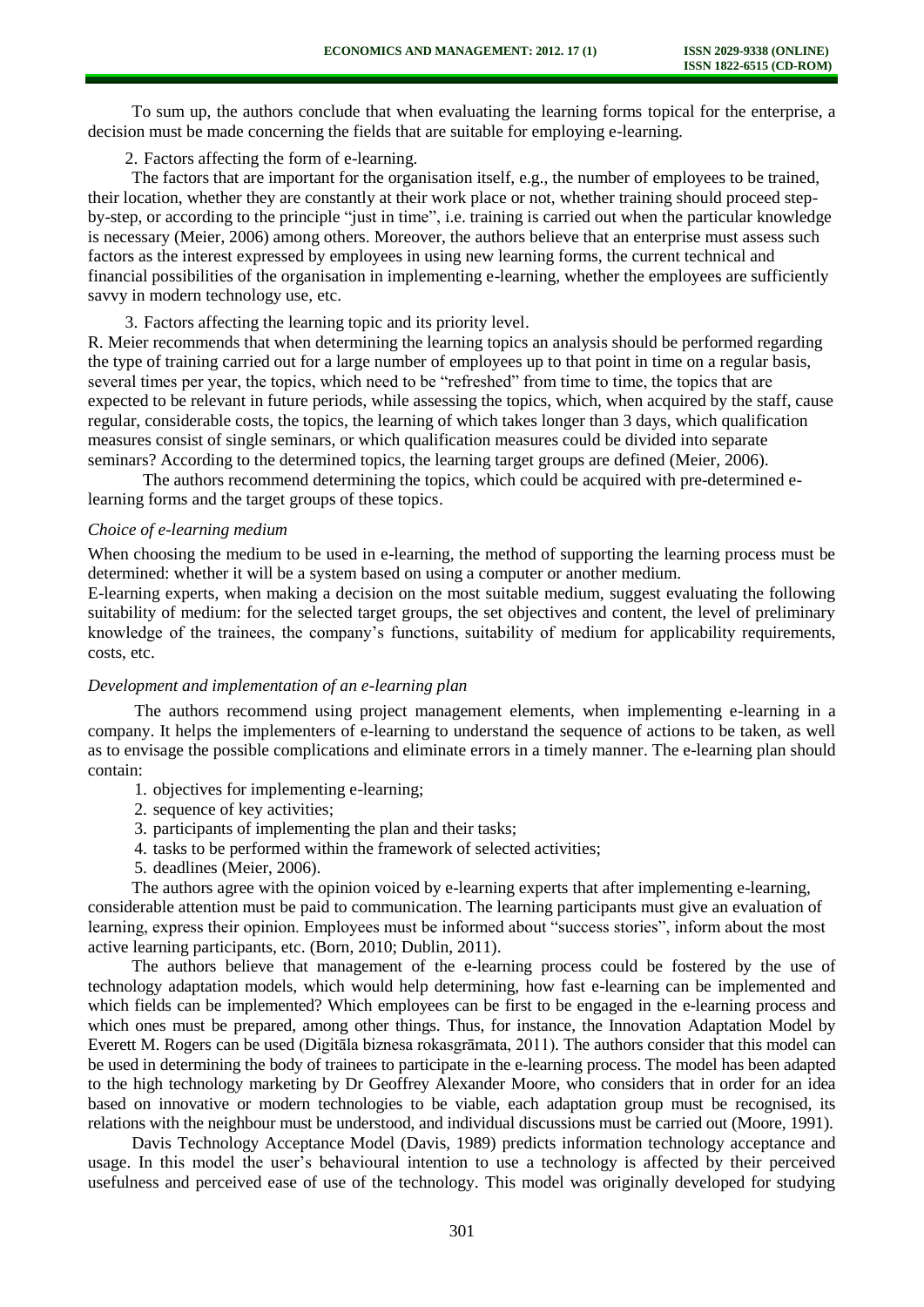To sum up, the authors conclude that when evaluating the learning forms topical for the enterprise, a decision must be made concerning the fields that are suitable for employing e-learning.

2. Factors affecting the form of e-learning.

The factors that are important for the organisation itself, e.g., the number of employees to be trained, their location, whether they are constantly at their work place or not, whether training should proceed step-by-step, or according to the principle "just in time", i.e. training is carried out when the particular knowledge is necessary (Meier, 2006) among others. Moreover, the authors believe that an enterprise must assess such factors as the interest expressed by employees in using new learning forms, the current technical and financial possibilities of the organisation in implementing e-learning, whether the employees are sufficiently savvy in modern technology use, etc.

3. Factors affecting the learning topic and its priority level.

R. Meier recommends that when determining the learning topics an analysis should be performed regarding the type of training carried out for a large number of employees up to that point in time on a regular basis, several times per year, the topics, which need to be "refreshed" from time to time, the topics that are expected to be relevant in future periods, while assessing the topics, which, when acquired by the staff, cause regular, considerable costs, the topics, the learning of which takes longer than 3 days, which qualification measures consist of single seminars, or which qualification measures could be divided into separate seminars? According to the determined topics, the learning target groups are defined (Meier, 2006).

The authors recommend determining the topics, which could be acquired with pre-determined e-learning forms and the target groups of these topics.

*Choice of e-learning medium*

When choosing the medium to be used in e-learning, the method of supporting the learning process must be determined: whether it will be a system based on using a computer or another medium.

E-learning experts, when making a decision on the most suitable medium, suggest evaluating the following suitability of medium: for the selected target groups, the set objectives and content, the level of preliminary knowledge of the trainees, the company's functions, suitability of medium for applicability requirements, costs, etc.

*Development and implementation of an e-learning plan*

The authors recommend using project management elements, when implementing e-learning in a company. It helps the implementers of e-learning to understand the sequence of actions to be taken, as well as to envisage the possible complications and eliminate errors in a timely manner. The e-learning plan should contain:

1. objectives for implementing e-learning;
2. sequence of key activities;
3. participants of implementing the plan and their tasks;
4. tasks to be performed within the framework of selected activities;
5. deadlines (Meier, 2006).

The authors agree with the opinion voiced by e-learning experts that after implementing e-learning, considerable attention must be paid to communication. The learning participants must give an evaluation of learning, express their opinion. Employees must be informed about "success stories", inform about the most active learning participants, etc. (Born, 2010; Dublin, 2011).

The authors believe that management of the e-learning process could be fostered by the use of technology adaptation models, which would help determining, how fast e-learning can be implemented and which fields can be implemented? Which employees can be first to be engaged in the e-learning process and which ones must be prepared, among other things. Thus, for instance, the Innovation Adaptation Model by Everett M. Rogers can be used (Digitāla biznesa rokasgrāmata, 2011). The authors consider that this model can be used in determining the body of trainees to participate in the e-learning process. The model has been adapted to the high technology marketing by Dr Geoffrey Alexander Moore, who considers that in order for an idea based on innovative or modern technologies to be viable, each adaptation group must be recognised, its relations with the neighbour must be understood, and individual discussions must be carried out (Moore, 1991).

Davis Technology Acceptance Model (Davis, 1989) predicts information technology acceptance and usage. In this model the user's behavioural intention to use a technology is affected by their perceived usefulness and perceived ease of use of the technology. This model was originally developed for studying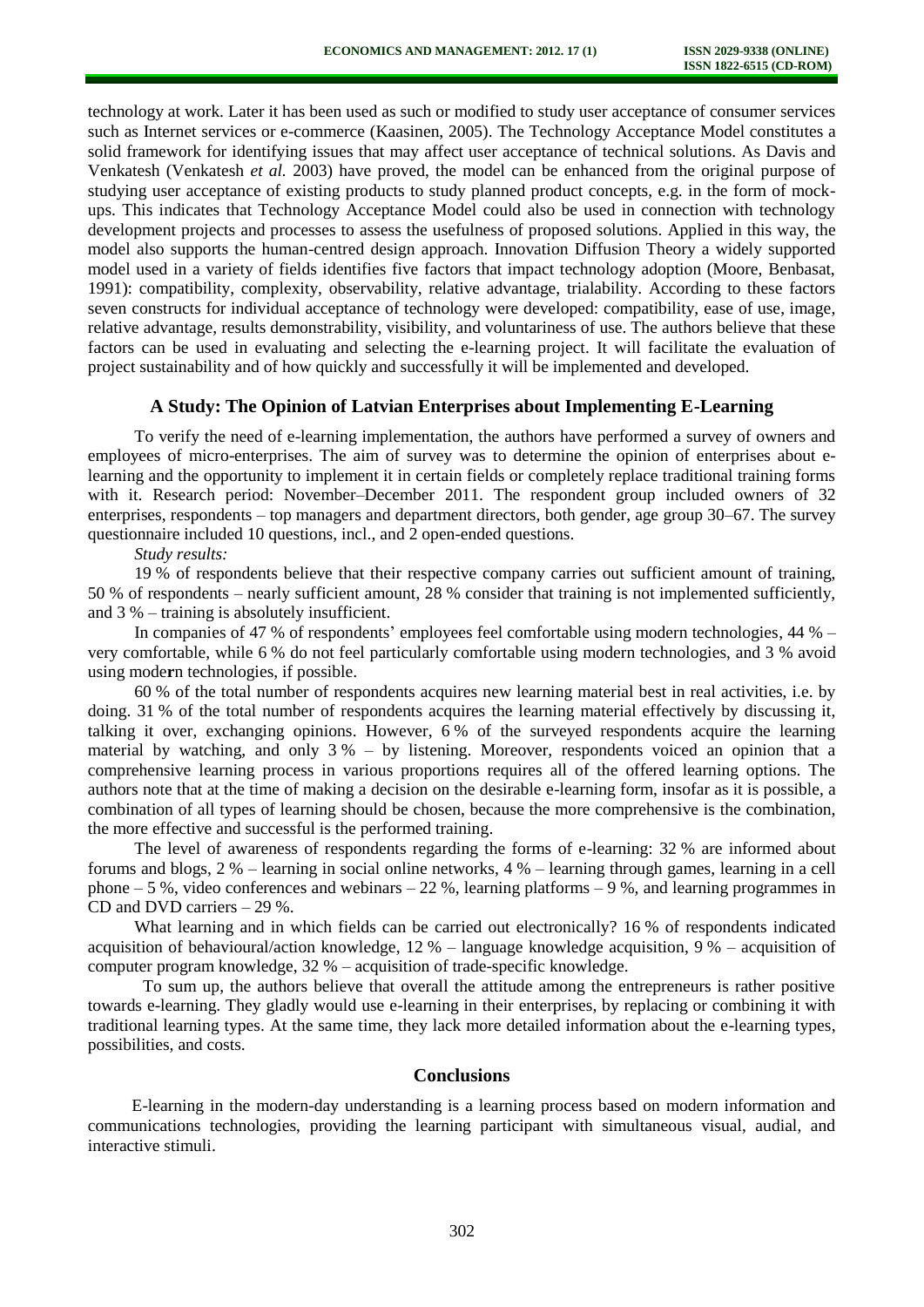technology at work. Later it has been used as such or modified to study user acceptance of consumer services such as Internet services or e-commerce (Kaasinen, 2005). The Technology Acceptance Model constitutes a solid framework for identifying issues that may affect user acceptance of technical solutions. As Davis and Venkatesh (Venkatesh *et al.* 2003) have proved, the model can be enhanced from the original purpose of studying user acceptance of existing products to study planned product concepts, e.g. in the form of mock-ups. This indicates that Technology Acceptance Model could also be used in connection with technology development projects and processes to assess the usefulness of proposed solutions. Applied in this way, the model also supports the human-centred design approach. Innovation Diffusion Theory a widely supported model used in a variety of fields identifies five factors that impact technology adoption (Moore, Benbasat, 1991): compatibility, complexity, observability, relative advantage, trialability. According to these factors seven constructs for individual acceptance of technology were developed: compatibility, ease of use, image, relative advantage, results demonstrability, visibility, and voluntariness of use. The authors believe that these factors can be used in evaluating and selecting the e-learning project. It will facilitate the evaluation of project sustainability and of how quickly and successfully it will be implemented and developed.

## A Study: The Opinion of Latvian Enterprises about Implementing E-Learning

To verify the need of e-learning implementation, the authors have performed a survey of owners and employees of micro-enterprises. The aim of survey was to determine the opinion of enterprises about e-learning and the opportunity to implement it in certain fields or completely replace traditional training forms with it. Research period: November–December 2011. The respondent group included owners of 32 enterprises, respondents – top managers and department directors, both gender, age group 30–67. The survey questionnaire included 10 questions, incl., and 2 open-ended questions.

*Study results:*

19 % of respondents believe that their respective company carries out sufficient amount of training, 50 % of respondents – nearly sufficient amount, 28 % consider that training is not implemented sufficiently, and 3 % – training is absolutely insufficient.

In companies of 47 % of respondents' employees feel comfortable using modern technologies, 44 % – very comfortable, while 6 % do not feel particularly comfortable using modern technologies, and 3 % avoid using modern technologies, if possible.

60 % of the total number of respondents acquires new learning material best in real activities, i.e. by doing. 31 % of the total number of respondents acquires the learning material effectively by discussing it, talking it over, exchanging opinions. However, 6 % of the surveyed respondents acquire the learning material by watching, and only 3 % – by listening. Moreover, respondents voiced an opinion that a comprehensive learning process in various proportions requires all of the offered learning options. The authors note that at the time of making a decision on the desirable e-learning form, insofar as it is possible, a combination of all types of learning should be chosen, because the more comprehensive is the combination, the more effective and successful is the performed training.

The level of awareness of respondents regarding the forms of e-learning: 32 % are informed about forums and blogs, 2 % – learning in social online networks, 4 % – learning through games, learning in a cell phone – 5 %, video conferences and webinars – 22 %, learning platforms – 9 %, and learning programmes in CD and DVD carriers – 29 %.

What learning and in which fields can be carried out electronically? 16 % of respondents indicated acquisition of behavioural/action knowledge, 12 % – language knowledge acquisition, 9 % – acquisition of computer program knowledge, 32 % – acquisition of trade-specific knowledge.

To sum up, the authors believe that overall the attitude among the entrepreneurs is rather positive towards e-learning. They gladly would use e-learning in their enterprises, by replacing or combining it with traditional learning types. At the same time, they lack more detailed information about the e-learning types, possibilities, and costs.

## Conclusions

E-learning in the modern-day understanding is a learning process based on modern information and communications technologies, providing the learning participant with simultaneous visual, audial, and interactive stimuli.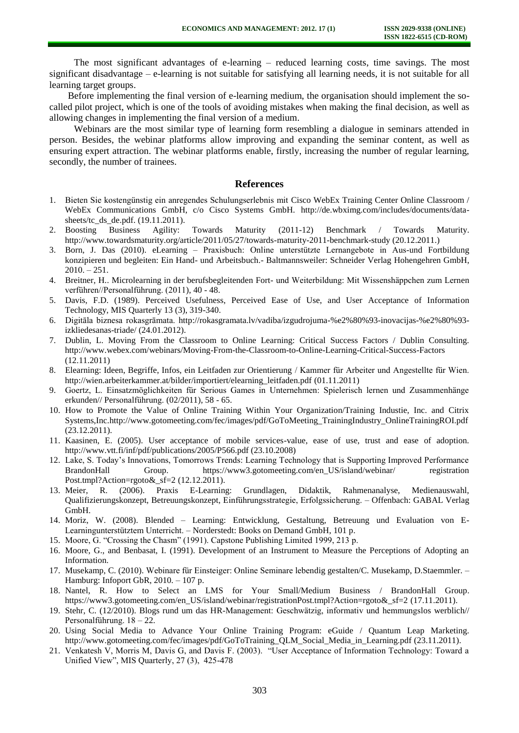The most significant advantages of e-learning – reduced learning costs, time savings. The most significant disadvantage – e-learning is not suitable for satisfying all learning needs, it is not suitable for all learning target groups.

Before implementing the final version of e-learning medium, the organisation should implement the so-called pilot project, which is one of the tools of avoiding mistakes when making the final decision, as well as allowing changes in implementing the final version of a medium.

Webinars are the most similar type of learning form resembling a dialogue in seminars attended in person. Besides, the webinar platforms allow improving and expanding the seminar content, as well as ensuring expert attraction. The webinar platforms enable, firstly, increasing the number of regular learning, secondly, the number of trainees.

## References

1. Bieten Sie kostengünstig ein anregendes Schulungserlebnis mit Cisco WebEx Training Center Online Classroom / WebEx Communications GmbH, c/o Cisco Systems GmbH. http://de.wbximg.com/includes/documents/data-sheets/tc_ds_de.pdf. (19.11.2011).
2. Boosting Business Agility: Towards Maturity (2011-12) Benchmark / Towards Maturity. http://www.towardsmaturity.org/article/2011/05/27/towards-maturity-2011-benchmark-study (20.12.2011.)
3. Born, J. Das (2010). eLearning – Praxisbuch: Online unterstützte Lernangebote in Aus-und Fortbildung konzipieren und begleiten: Ein Hand- und Arbeitsbuch.- Baltmannsweiler: Schneider Verlag Hohengehren GmbH, 2010. – 251.
4. Breitner, H.. Microlearning in der berufsbegleitenden Fort- und Weiterbildung: Mit Wissenshäppchen zum Lernen verführen//Personalführung. (2011), 40 - 48.
5. Davis, F.D. (1989). Perceived Usefulness, Perceived Ease of Use, and User Acceptance of Information Technology, MIS Quarterly 13 (3), 319-340.
6. Digitāla biznesa rokasgrāmata. http://rokasgramata.lv/vadiba/izgudrojuma-%e2%80%93-inovacijas-%e2%80%93-izkliedesanas-triade/ (24.01.2012).
7. Dublin, L. Moving From the Classroom to Online Learning: Critical Success Factors / Dublin Consulting. http://www.webex.com/webinars/Moving-From-the-Classroom-to-Online-Learning-Critical-Success-Factors (12.11.2011)
8. Elearning: Ideen, Begriffe, Infos, ein Leitfaden zur Orientierung / Kammer für Arbeiter und Angestellte für Wien. http://wien.arbeiterkammer.at/bilder/importiert/elearning_leitfaden.pdf (01.11.2011)
9. Goertz, L. Einsatzmöglichkeiten für Serious Games in Unternehmen: Spielerisch lernen und Zusammenhänge erkunden// Personalführung. (02/2011), 58 - 65.
10. How to Promote the Value of Online Training Within Your Organization/Training Industie, Inc. and Citrix Systems,Inc.http://www.gotomeeting.com/fec/images/pdf/GoToMeeting_TrainingIndustry_OnlineTrainingROI.pdf (23.12.2011).
11. Kaasinen, E. (2005). User acceptance of mobile services-value, ease of use, trust and ease of adoption. http://www.vtt.fi/inf/pdf/publications/2005/P566.pdf (23.10.2008)
12. Lake, S. Today's Innovations, Tomorrows Trends: Learning Technology that is Supporting Improved Performance BrandonHall Group. https://www3.gotomeeting.com/en_US/island/webinar/ registration Post.tmpl?Action=rgoto&_sf=2 (12.12.2011).
13. Meier, R. (2006). Praxis E-Learning: Grundlagen, Didaktik, Rahmenanalyse, Medienauswahl, Qualifizierungskonzept, Betreuungskonzept, Einführungsstrategie, Erfolgssicherung. – Offenbach: GABAL Verlag GmbH.
14. Moriz, W. (2008). Blended – Learning: Entwicklung, Gestaltung, Betreuung und Evaluation von E-Learningunterstütztem Unterricht. – Norderstedt: Books on Demand GmbH, 101 p.
15. Moore, G. "Crossing the Chasm" (1991). Capstone Publishing Limited 1999, 213 p.
16. Moore, G., and Benbasat, I. (1991). Development of an Instrument to Measure the Perceptions of Adopting an Information.
17. Musekamp, C. (2010). Webinare für Einsteiger: Online Seminare lebendig gestalten/C. Musekamp, D.Staemmler. – Hamburg: Infoport GbR, 2010. – 107 p.
18. Nantel, R. How to Select an LMS for Your Small/Medium Business / BrandonHall Group. https://www3.gotomeeting.com/en_US/island/webinar/registrationPost.tmpl?Action=rgoto&_sf=2 (17.11.2011).
19. Stehr, C. (12/2010). Blogs rund um das HR-Management: Geschwätzig, informativ und hemmungslos werblich// Personalführung. 18 – 22.
20. Using Social Media to Advance Your Online Training Program: eGuide / Quantum Leap Marketing. http://www.gotomeeting.com/fec/images/pdf/GoToTraining_QLM_Social_Media_in_Learning.pdf (23.11.2011).
21. Venkatesh V, Morris M, Davis G, and Davis F. (2003). "User Acceptance of Information Technology: Toward a Unified View", MIS Quarterly, 27 (3), 425-478